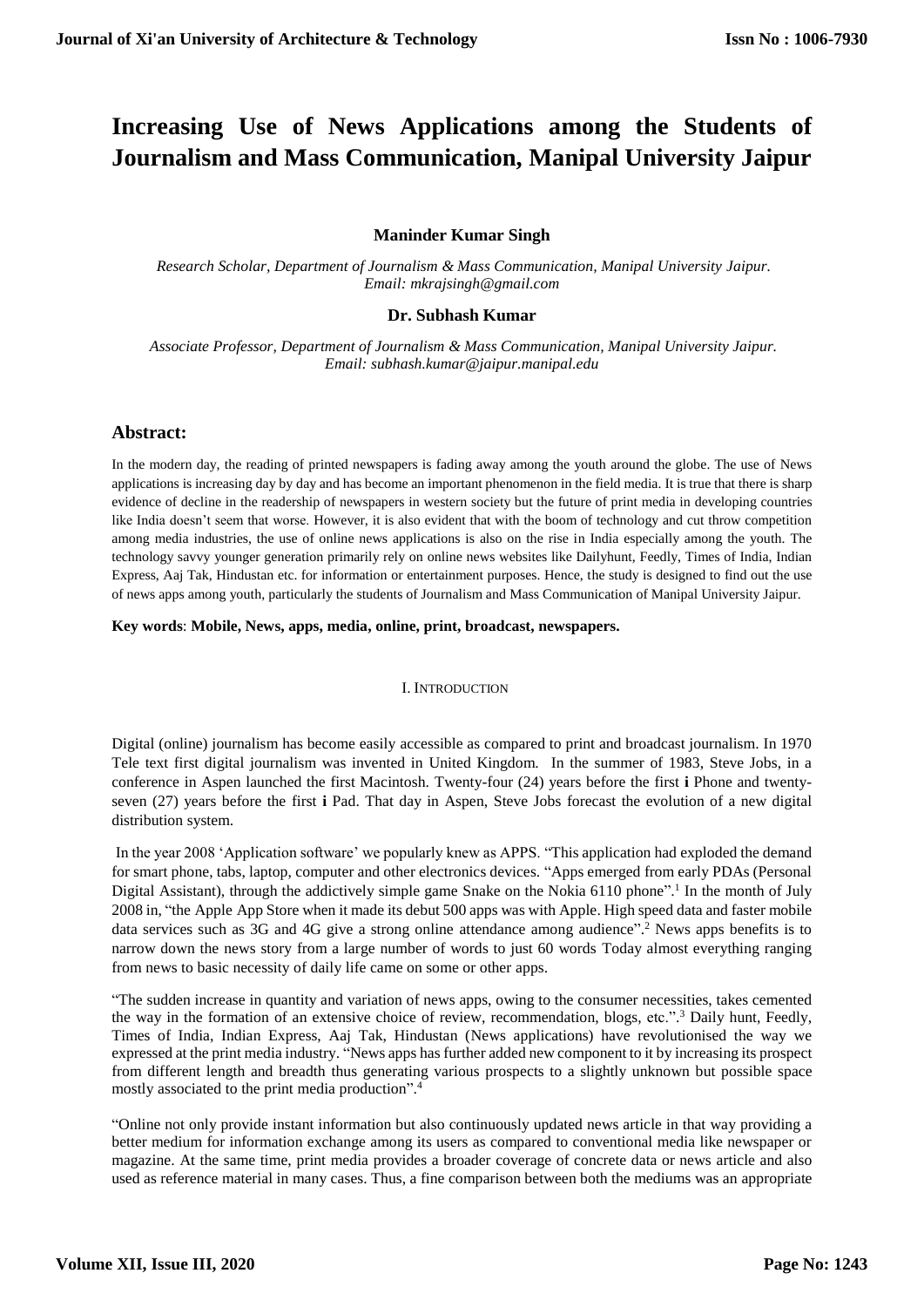# Increasing Use of News Applications among the Students of Journalism and Mass Communication, Manipal University Jaipur

**Maninder Kumar Singh**

*Research Scholar, Department of Journalism & Mass Communication, Manipal University Jaipur. Email: mkrajsingh@gmail.com*

**Dr. Subhash Kumar**

*Associate Professor, Department of Journalism & Mass Communication, Manipal University Jaipur. Email: subhash.kumar@jaipur.manipal.edu*

## Abstract:

In the modern day, the reading of printed newspapers is fading away among the youth around the globe. The use of News applications is increasing day by day and has become an important phenomenon in the field media. It is true that there is sharp evidence of decline in the readership of newspapers in western society but the future of print media in developing countries like India doesn't seem that worse. However, it is also evident that with the boom of technology and cut throw competition among media industries, the use of online news applications is also on the rise in India especially among the youth. The technology savvy younger generation primarily rely on online news websites like Dailyhunt, Feedly, Times of India, Indian Express, Aaj Tak, Hindustan etc. for information or entertainment purposes. Hence, the study is designed to find out the use of news apps among youth, particularly the students of Journalism and Mass Communication of Manipal University Jaipur.

**Key words**: **Mobile, News, apps, media, online, print, broadcast, newspapers.**

## I. Introduction

Digital (online) journalism has become easily accessible as compared to print and broadcast journalism. In 1970 Tele text first digital journalism was invented in United Kingdom. In the summer of 1983, Steve Jobs, in a conference in Aspen launched the first Macintosh. Twenty-four (24) years before the first **i** Phone and twenty-seven (27) years before the first **i** Pad. That day in Aspen, Steve Jobs forecast the evolution of a new digital distribution system.

In the year 2008 'Application software' we popularly knew as APPS. "This application had exploded the demand for smart phone, tabs, laptop, computer and other electronics devices. "Apps emerged from early PDAs (Personal Digital Assistant), through the addictively simple game Snake on the Nokia 6110 phone".[1] In the month of July 2008 in, "the Apple App Store when it made its debut 500 apps was with Apple. High speed data and faster mobile data services such as 3G and 4G give a strong online attendance among audience".[2] News apps benefits is to narrow down the news story from a large number of words to just 60 words Today almost everything ranging from news to basic necessity of daily life came on some or other apps.

"The sudden increase in quantity and variation of news apps, owing to the consumer necessities, takes cemented the way in the formation of an extensive choice of review, recommendation, blogs, etc.".[3] Daily hunt, Feedly, Times of India, Indian Express, Aaj Tak, Hindustan (News applications) have revolutionised the way we expressed at the print media industry. "News apps has further added new component to it by increasing its prospect from different length and breadth thus generating various prospects to a slightly unknown but possible space mostly associated to the print media production".[4]

"Online not only provide instant information but also continuously updated news article in that way providing a better medium for information exchange among its users as compared to conventional media like newspaper or magazine. At the same time, print media provides a broader coverage of concrete data or news article and also used as reference material in many cases. Thus, a fine comparison between both the mediums was an appropriate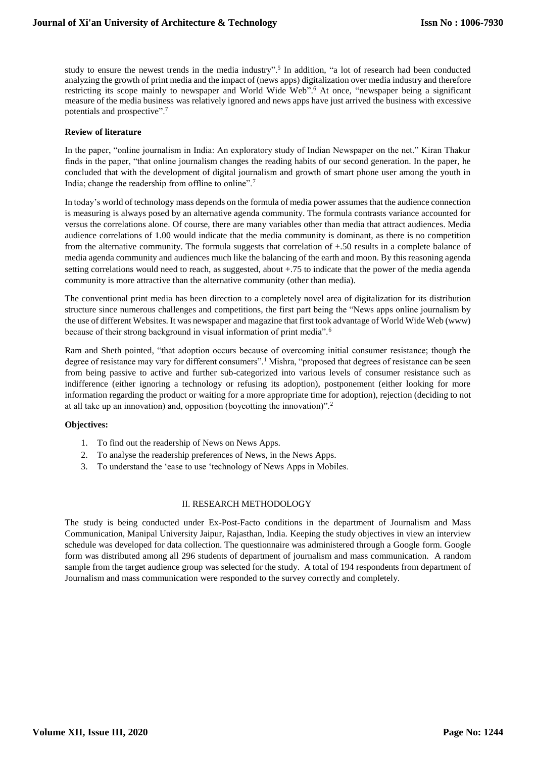study to ensure the newest trends in the media industry".[5] In addition, "a lot of research had been conducted analyzing the growth of print media and the impact of (news apps) digitalization over media industry and therefore restricting its scope mainly to newspaper and World Wide Web".[6] At once, "newspaper being a significant measure of the media business was relatively ignored and news apps have just arrived the business with excessive potentials and prospective".[7]

**Review of literature**

In the paper, "online journalism in India: An exploratory study of Indian Newspaper on the net." Kiran Thakur finds in the paper, "that online journalism changes the reading habits of our second generation. In the paper, he concluded that with the development of digital journalism and growth of smart phone user among the youth in India; change the readership from offline to online".[7]

In today's world of technology mass depends on the formula of media power assumes that the audience connection is measuring is always posed by an alternative agenda community. The formula contrasts variance accounted for versus the correlations alone. Of course, there are many variables other than media that attract audiences. Media audience correlations of 1.00 would indicate that the media community is dominant, as there is no competition from the alternative community. The formula suggests that correlation of +.50 results in a complete balance of media agenda community and audiences much like the balancing of the earth and moon. By this reasoning agenda setting correlations would need to reach, as suggested, about +.75 to indicate that the power of the media agenda community is more attractive than the alternative community (other than media).

The conventional print media has been direction to a completely novel area of digitalization for its distribution structure since numerous challenges and competitions, the first part being the "News apps online journalism by the use of different Websites. It was newspaper and magazine that first took advantage of World Wide Web (www) because of their strong background in visual information of print media".[6]

Ram and Sheth pointed, "that adoption occurs because of overcoming initial consumer resistance; though the degree of resistance may vary for different consumers".[1] Mishra, "proposed that degrees of resistance can be seen from being passive to active and further sub-categorized into various levels of consumer resistance such as indifference (either ignoring a technology or refusing its adoption), postponement (either looking for more information regarding the product or waiting for a more appropriate time for adoption), rejection (deciding to not at all take up an innovation) and, opposition (boycotting the innovation)".[2]

**Objectives:**

1. To find out the readership of News on News Apps.
2. To analyse the readership preferences of News, in the News Apps.
3. To understand the 'ease to use 'technology of News Apps in Mobiles.

## II. RESEARCH METHODOLOGY

The study is being conducted under Ex-Post-Facto conditions in the department of Journalism and Mass Communication, Manipal University Jaipur, Rajasthan, India. Keeping the study objectives in view an interview schedule was developed for data collection. The questionnaire was administered through a Google form. Google form was distributed among all 296 students of department of journalism and mass communication. A random sample from the target audience group was selected for the study. A total of 194 respondents from department of Journalism and mass communication were responded to the survey correctly and completely.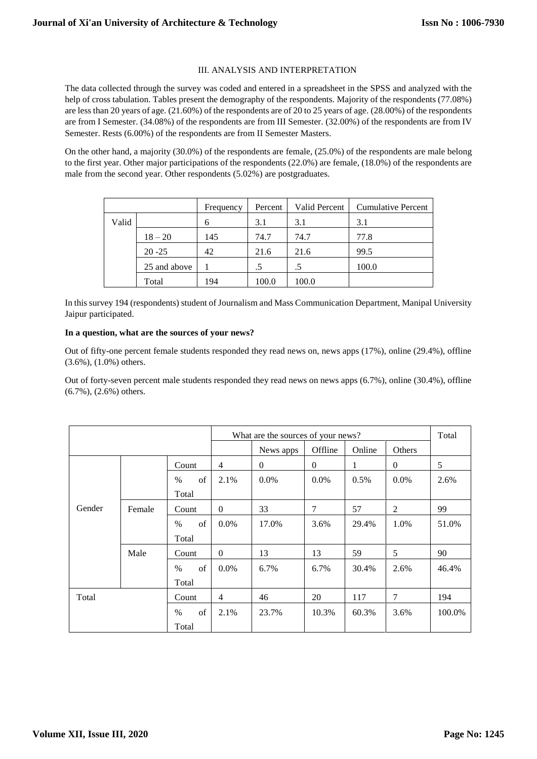## III. ANALYSIS AND INTERPRETATION

The data collected through the survey was coded and entered in a spreadsheet in the SPSS and analyzed with the help of cross tabulation. Tables present the demography of the respondents. Majority of the respondents (77.08%) are less than 20 years of age. (21.60%) of the respondents are of 20 to 25 years of age. (28.00%) of the respondents are from I Semester. (34.08%) of the respondents are from III Semester. (32.00%) of the respondents are from IV Semester. Rests (6.00%) of the respondents are from II Semester Masters.

On the other hand, a majority (30.0%) of the respondents are female, (25.0%) of the respondents are male belong to the first year. Other major participations of the respondents (22.0%) are female, (18.0%) of the respondents are male from the second year. Other respondents (5.02%) are postgraduates.

| | | Frequency | Percent | Valid Percent | Cumulative Percent |
|---|---|---|---|---|---|
| Valid | | 6 | 3.1 | 3.1 | 3.1 |
| | 18 – 20 | 145 | 74.7 | 74.7 | 77.8 |
| | 20 -25 | 42 | 21.6 | 21.6 | 99.5 |
| | 25 and above | 1 | .5 | .5 | 100.0 |
| | Total | 194 | 100.0 | 100.0 | |

In this survey 194 (respondents) student of Journalism and Mass Communication Department, Manipal University Jaipur participated.

**In a question, what are the sources of your news?**

Out of fifty-one percent female students responded they read news on, news apps (17%), online (29.4%), offline (3.6%), (1.0%) others.

Out of forty-seven percent male students responded they read news on news apps (6.7%), online (30.4%), offline (6.7%), (2.6%) others.

| | | | What are the sources of your news? | | | | | Total |
|---|---|---|---|---|---|---|---|---|
| | | | | News apps | Offline | Online | Others | |
| Gender | | Count | 4 | 0 | 0 | 1 | 0 | 5 |
| | | % of Total | 2.1% | 0.0% | 0.0% | 0.5% | 0.0% | 2.6% |
| | Female | Count | 0 | 33 | 7 | 57 | 2 | 99 |
| | | % of Total | 0.0% | 17.0% | 3.6% | 29.4% | 1.0% | 51.0% |
| | Male | Count | 0 | 13 | 13 | 59 | 5 | 90 |
| | | % of Total | 0.0% | 6.7% | 6.7% | 30.4% | 2.6% | 46.4% |
| Total | | Count | 4 | 46 | 20 | 117 | 7 | 194 |
| | | % of Total | 2.1% | 23.7% | 10.3% | 60.3% | 3.6% | 100.0% |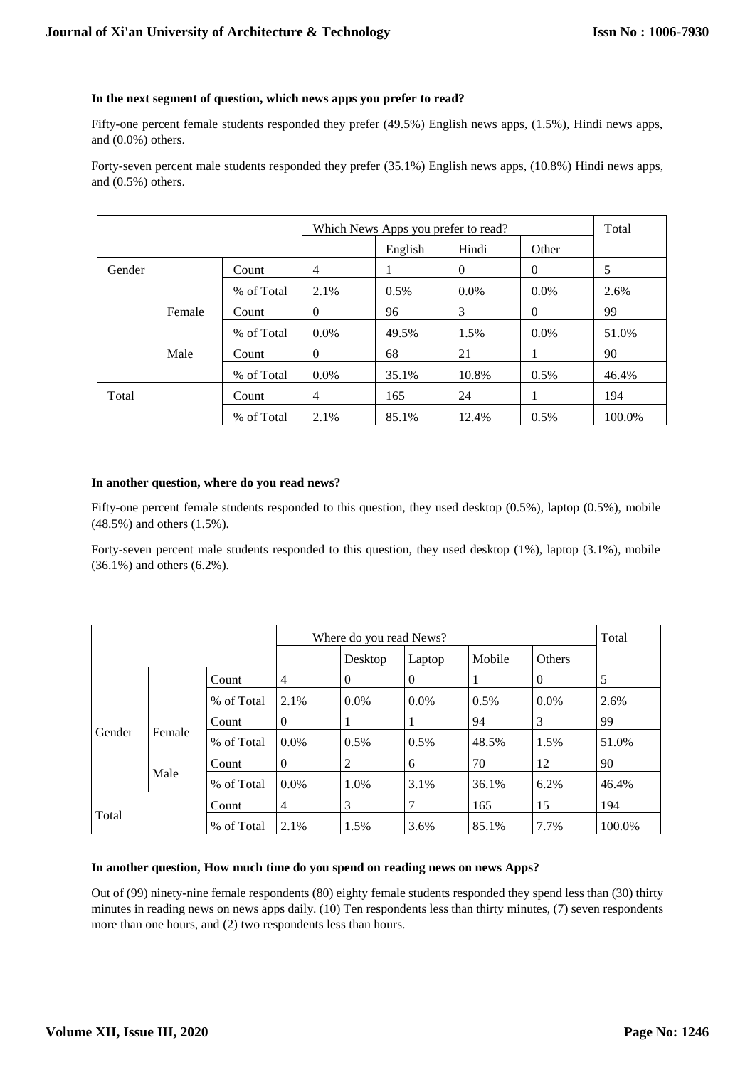**In the next segment of question, which news apps you prefer to read?**

Fifty-one percent female students responded they prefer (49.5%) English news apps, (1.5%), Hindi news apps, and (0.0%) others.

Forty-seven percent male students responded they prefer (35.1%) English news apps, (10.8%) Hindi news apps, and (0.5%) others.

| | | | Which News Apps you prefer to read? | | | | Total |
|---|---|---|---|---|---|---|---|
| | | | | English | Hindi | Other | |
| Gender | | Count | 4 | 1 | 0 | 0 | 5 |
| | | % of Total | 2.1% | 0.5% | 0.0% | 0.0% | 2.6% |
| | Female | Count | 0 | 96 | 3 | 0 | 99 |
| | | % of Total | 0.0% | 49.5% | 1.5% | 0.0% | 51.0% |
| | Male | Count | 0 | 68 | 21 | 1 | 90 |
| | | % of Total | 0.0% | 35.1% | 10.8% | 0.5% | 46.4% |
| Total | | Count | 4 | 165 | 24 | 1 | 194 |
| | | % of Total | 2.1% | 85.1% | 12.4% | 0.5% | 100.0% |

**In another question, where do you read news?**

Fifty-one percent female students responded to this question, they used desktop (0.5%), laptop (0.5%), mobile (48.5%) and others (1.5%).

Forty-seven percent male students responded to this question, they used desktop (1%), laptop (3.1%), mobile (36.1%) and others (6.2%).

| | | | Where do you read News? | | | | | Total |
|---|---|---|---|---|---|---|---|---|
| | | | | Desktop | Laptop | Mobile | Others | |
| Gender | | Count | 4 | 0 | 0 | 1 | 0 | 5 |
| | | % of Total | 2.1% | 0.0% | 0.0% | 0.5% | 0.0% | 2.6% |
| | Female | Count | 0 | 1 | 1 | 94 | 3 | 99 |
| | | % of Total | 0.0% | 0.5% | 0.5% | 48.5% | 1.5% | 51.0% |
| | Male | Count | 0 | 2 | 6 | 70 | 12 | 90 |
| | | % of Total | 0.0% | 1.0% | 3.1% | 36.1% | 6.2% | 46.4% |
| Total | | Count | 4 | 3 | 7 | 165 | 15 | 194 |
| | | % of Total | 2.1% | 1.5% | 3.6% | 85.1% | 7.7% | 100.0% |

**In another question, How much time do you spend on reading news on news Apps?**

Out of (99) ninety-nine female respondents (80) eighty female students responded they spend less than (30) thirty minutes in reading news on news apps daily. (10) Ten respondents less than thirty minutes, (7) seven respondents more than one hours, and (2) two respondents less than hours.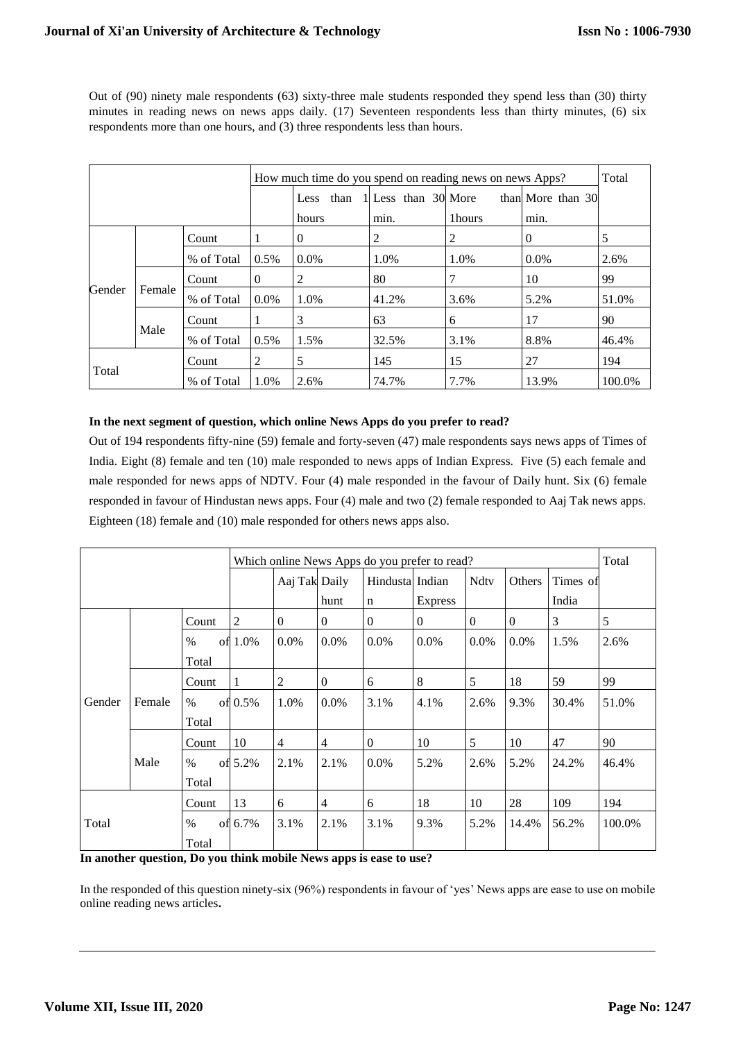Out of (90) ninety male respondents (63) sixty-three male students responded they spend less than (30) thirty minutes in reading news on news apps daily. (17) Seventeen respondents less than thirty minutes, (6) six respondents more than one hours, and (3) three respondents less than hours.

| | | | How much time do you spend on reading news on news Apps? | | | | | Total |
|---|---|---|---|---|---|---|---|---|
| | | | | Less than 1 hours | Less than 30 min. | More than 1hours | More than 30 min. | |
| Gender | | Count | 1 | 0 | 2 | 2 | 0 | 5 |
| | | % of Total | 0.5% | 0.0% | 1.0% | 1.0% | 0.0% | 2.6% |
| | Female | Count | 0 | 2 | 80 | 7 | 10 | 99 |
| | | % of Total | 0.0% | 1.0% | 41.2% | 3.6% | 5.2% | 51.0% |
| | Male | Count | 1 | 3 | 63 | 6 | 17 | 90 |
| | | % of Total | 0.5% | 1.5% | 32.5% | 3.1% | 8.8% | 46.4% |
| Total | | Count | 2 | 5 | 145 | 15 | 27 | 194 |
| | | % of Total | 1.0% | 2.6% | 74.7% | 7.7% | 13.9% | 100.0% |

**In the next segment of question, which online News Apps do you prefer to read?**

Out of 194 respondents fifty-nine (59) female and forty-seven (47) male respondents says news apps of Times of India. Eight (8) female and ten (10) male responded to news apps of Indian Express. Five (5) each female and male responded for news apps of NDTV. Four (4) male responded in the favour of Daily hunt. Six (6) female responded in favour of Hindustan news apps. Four (4) male and two (2) female responded to Aaj Tak news apps. Eighteen (18) female and (10) male responded for others news apps also.

| | | | Which online News Apps do you prefer to read? | | | | | | | | Total |
|---|---|---|---|---|---|---|---|---|---|---|---|
| | | | | Aaj Tak | Daily hunt | Hindustan | Indian Express | Ndtv | Others | Times of India | |
| Gender | | Count | 2 | 0 | 0 | 0 | 0 | 0 | 0 | 3 | 5 |
| | | % of Total | 1.0% | 0.0% | 0.0% | 0.0% | 0.0% | 0.0% | 0.0% | 1.5% | 2.6% |
| | Female | Count | 1 | 2 | 0 | 6 | 8 | 5 | 18 | 59 | 99 |
| | | % of Total | 0.5% | 1.0% | 0.0% | 3.1% | 4.1% | 2.6% | 9.3% | 30.4% | 51.0% |
| | Male | Count | 10 | 4 | 4 | 0 | 10 | 5 | 10 | 47 | 90 |
| | | % of Total | 5.2% | 2.1% | 2.1% | 0.0% | 5.2% | 2.6% | 5.2% | 24.2% | 46.4% |
| Total | | Count | 13 | 6 | 4 | 6 | 18 | 10 | 28 | 109 | 194 |
| | | % of Total | 6.7% | 3.1% | 2.1% | 3.1% | 9.3% | 5.2% | 14.4% | 56.2% | 100.0% |

**In another question, Do you think mobile News apps is ease to use?**

In the responded of this question ninety-six (96%) respondents in favour of 'yes' News apps are ease to use on mobile online reading news articles**.**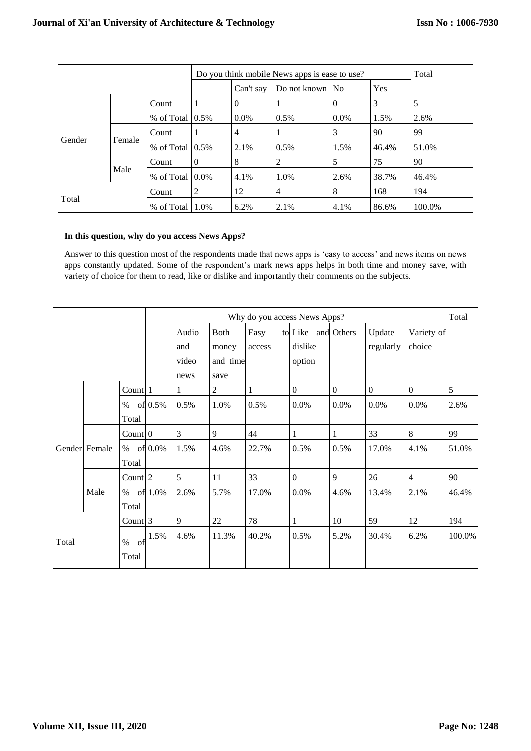| | | | Do you think mobile News apps is ease to use? | | | | | Total |
|---|---|---|---|---|---|---|---|---|
| | | | | Can't say | Do not known | No | Yes | |
| Gender | | Count | 1 | 0 | 1 | 0 | 3 | 5 |
| | | % of Total | 0.5% | 0.0% | 0.5% | 0.0% | 1.5% | 2.6% |
| | Female | Count | 1 | 4 | 1 | 3 | 90 | 99 |
| | | % of Total | 0.5% | 2.1% | 0.5% | 1.5% | 46.4% | 51.0% |
| | Male | Count | 0 | 8 | 2 | 5 | 75 | 90 |
| | | % of Total | 0.0% | 4.1% | 1.0% | 2.6% | 38.7% | 46.4% |
| Total | | Count | 2 | 12 | 4 | 8 | 168 | 194 |
| | | % of Total | 1.0% | 6.2% | 2.1% | 4.1% | 86.6% | 100.0% |

**In this question, why do you access News Apps?**

Answer to this question most of the respondents made that news apps is 'easy to access' and news items on news apps constantly updated. Some of the respondent's mark news apps helps in both time and money save, with variety of choice for them to read, like or dislike and importantly their comments on the subjects.

| | | | Why do you access News Apps? | | | | | | | | Total |
|---|---|---|---|---|---|---|---|---|---|---|---|
| | | | | Audio and video news | Both money and time save | Easy to access | Like and dislike option | Others | Update regularly | Variety of choice | |
| Gender | | Count | 1 | 1 | 2 | 1 | 0 | 0 | 0 | 0 | 5 |
| | | % of Total | 0.5% | 0.5% | 1.0% | 0.5% | 0.0% | 0.0% | 0.0% | 0.0% | 2.6% |
| | Female | Count | 0 | 3 | 9 | 44 | 1 | 1 | 33 | 8 | 99 |
| | | % of Total | 0.0% | 1.5% | 4.6% | 22.7% | 0.5% | 0.5% | 17.0% | 4.1% | 51.0% |
| | Male | Count | 2 | 5 | 11 | 33 | 0 | 9 | 26 | 4 | 90 |
| | | % of Total | 1.0% | 2.6% | 5.7% | 17.0% | 0.0% | 4.6% | 13.4% | 2.1% | 46.4% |
| Total | | Count | 3 | 9 | 22 | 78 | 1 | 10 | 59 | 12 | 194 |
| | | % of Total | 1.5% | 4.6% | 11.3% | 40.2% | 0.5% | 5.2% | 30.4% | 6.2% | 100.0% |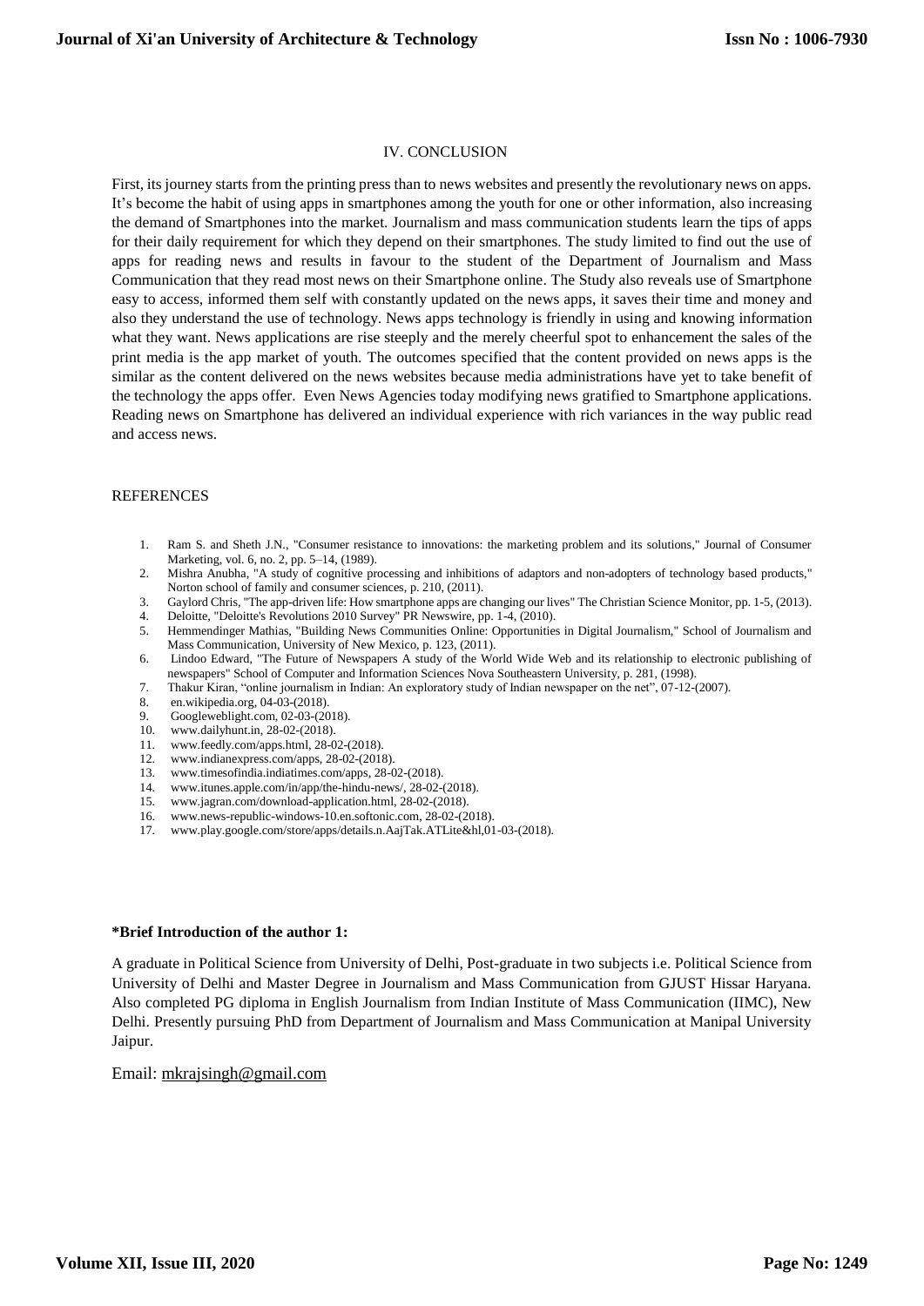## IV. CONCLUSION

First, its journey starts from the printing press than to news websites and presently the revolutionary news on apps. It's become the habit of using apps in smartphones among the youth for one or other information, also increasing the demand of Smartphones into the market. Journalism and mass communication students learn the tips of apps for their daily requirement for which they depend on their smartphones. The study limited to find out the use of apps for reading news and results in favour to the student of the Department of Journalism and Mass Communication that they read most news on their Smartphone online. The Study also reveals use of Smartphone easy to access, informed them self with constantly updated on the news apps, it saves their time and money and also they understand the use of technology. News apps technology is friendly in using and knowing information what they want. News applications are rise steeply and the merely cheerful spot to enhancement the sales of the print media is the app market of youth. The outcomes specified that the content provided on news apps is the similar as the content delivered on the news websites because media administrations have yet to take benefit of the technology the apps offer. Even News Agencies today modifying news gratified to Smartphone applications. Reading news on Smartphone has delivered an individual experience with rich variances in the way public read and access news.

## REFERENCES

1. Ram S. and Sheth J.N., "Consumer resistance to innovations: the marketing problem and its solutions," Journal of Consumer Marketing, vol. 6, no. 2, pp. 5–14, (1989).
2. Mishra Anubha, "A study of cognitive processing and inhibitions of adaptors and non-adopters of technology based products," Norton school of family and consumer sciences, p. 210, (2011).
3. Gaylord Chris, "The app-driven life: How smartphone apps are changing our lives" The Christian Science Monitor, pp. 1-5, (2013).
4. Deloitte, "Deloitte's Revolutions 2010 Survey" PR Newswire, pp. 1-4, (2010).
5. Hemmendinger Mathias, "Building News Communities Online: Opportunities in Digital Journalism," School of Journalism and Mass Communication, University of New Mexico, p. 123, (2011).
6. Lindoo Edward, "The Future of Newspapers A study of the World Wide Web and its relationship to electronic publishing of newspapers" School of Computer and Information Sciences Nova Southeastern University, p. 281, (1998).
7. Thakur Kiran, "online journalism in Indian: An exploratory study of Indian newspaper on the net", 07-12-(2007).
8. en.wikipedia.org, 04-03-(2018).
9. Googleweblight.com, 02-03-(2018).
10. www.dailyhunt.in, 28-02-(2018).
11. www.feedly.com/apps.html, 28-02-(2018).
12. www.indianexpress.com/apps, 28-02-(2018).
13. www.timesofindia.indiatimes.com/apps, 28-02-(2018).
14. www.itunes.apple.com/in/app/the-hindu-news/, 28-02-(2018).
15. www.jagran.com/download-application.html, 28-02-(2018).
16. www.news-republic-windows-10.en.softonic.com, 28-02-(2018).
17. www.play.google.com/store/apps/details.n.AajTak.ATLite&hl,01-03-(2018).

**\*Brief Introduction of the author 1:**

A graduate in Political Science from University of Delhi, Post-graduate in two subjects i.e. Political Science from University of Delhi and Master Degree in Journalism and Mass Communication from GJUST Hissar Haryana. Also completed PG diploma in English Journalism from Indian Institute of Mass Communication (IIMC), New Delhi. Presently pursuing PhD from Department of Journalism and Mass Communication at Manipal University Jaipur.

Email: mkrajsingh@gmail.com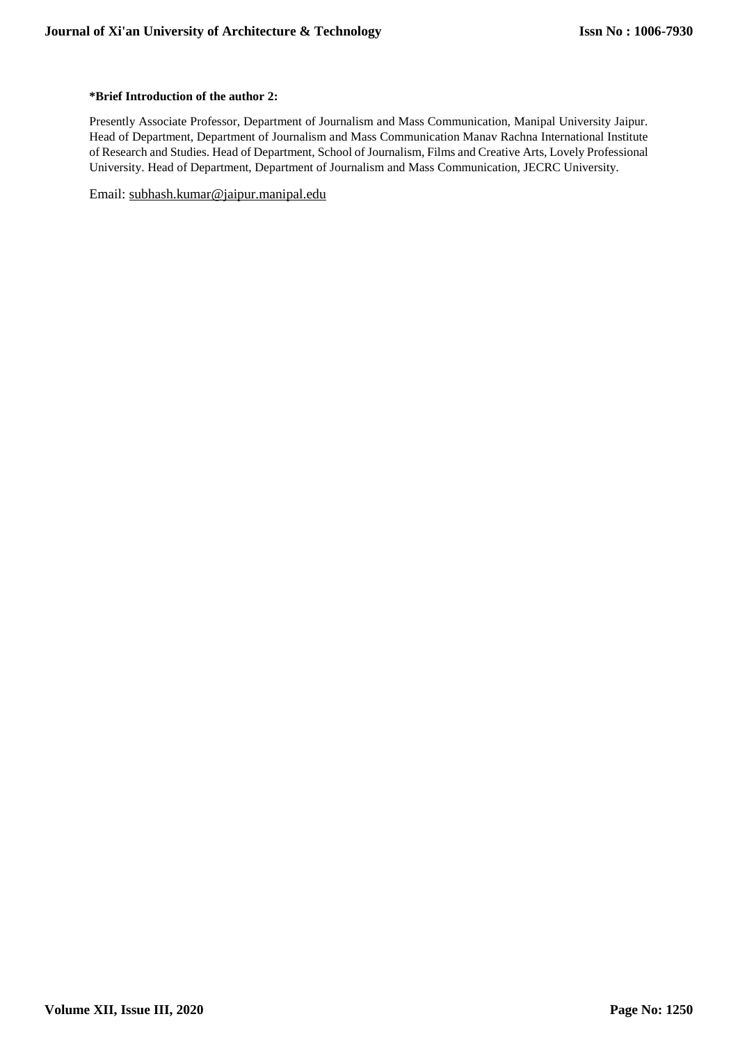**\*Brief Introduction of the author 2:**

Presently Associate Professor, Department of Journalism and Mass Communication, Manipal University Jaipur. Head of Department, Department of Journalism and Mass Communication Manav Rachna International Institute of Research and Studies. Head of Department, School of Journalism, Films and Creative Arts, Lovely Professional University. Head of Department, Department of Journalism and Mass Communication, JECRC University.

Email: subhash.kumar@jaipur.manipal.edu